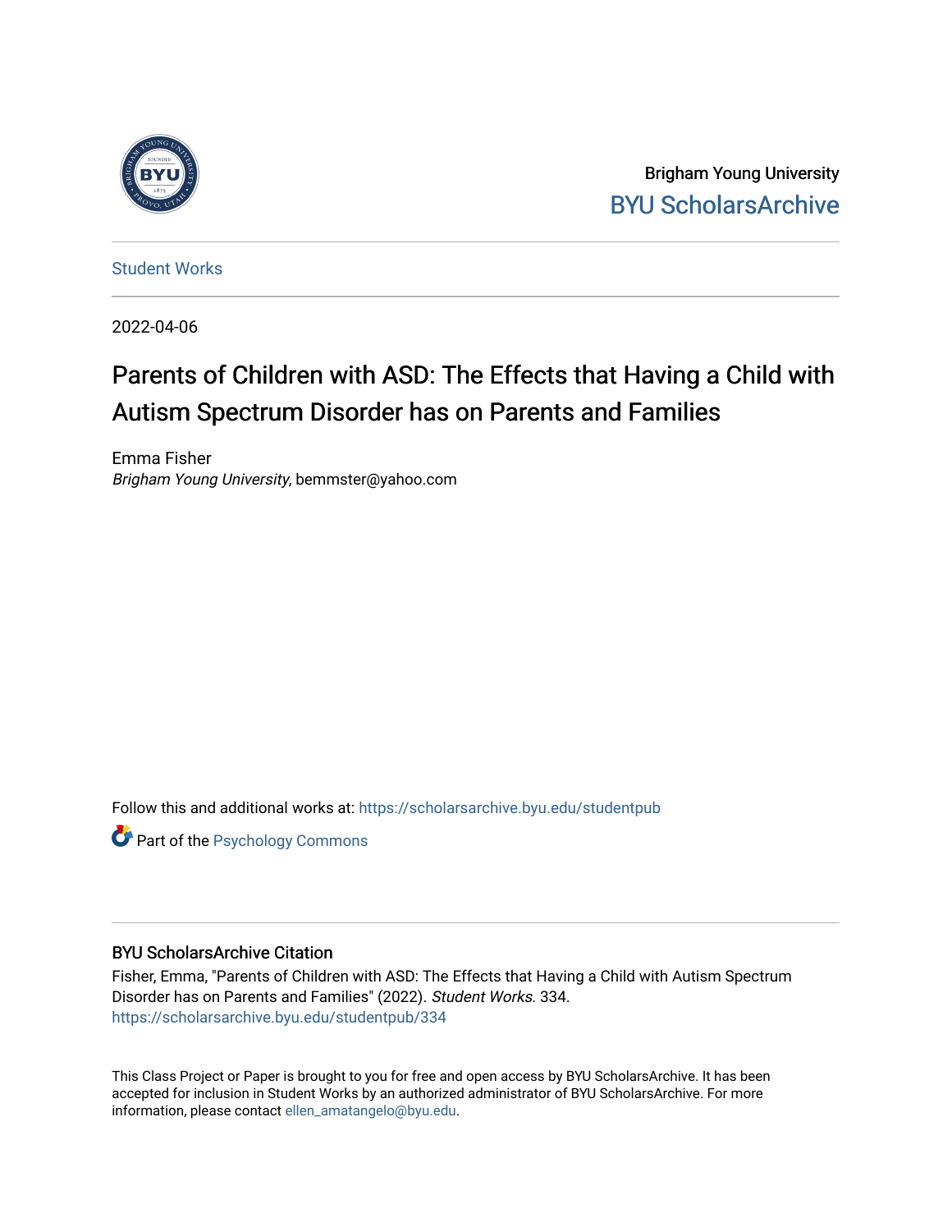Brigham Young University

BYU ScholarsArchive

Student Works

2022-04-06

# Parents of Children with ASD: The Effects that Having a Child with Autism Spectrum Disorder has on Parents and Families

Emma Fisher

*Brigham Young University*, bemmster@yahoo.com

Follow this and additional works at: https://scholarsarchive.byu.edu/studentpub

Part of the Psychology Commons

## BYU ScholarsArchive Citation

Fisher, Emma, "Parents of Children with ASD: The Effects that Having a Child with Autism Spectrum Disorder has on Parents and Families" (2022). *Student Works*. 334.
https://scholarsarchive.byu.edu/studentpub/334

This Class Project or Paper is brought to you for free and open access by BYU ScholarsArchive. It has been accepted for inclusion in Student Works by an authorized administrator of BYU ScholarsArchive. For more information, please contact ellen_amatangelo@byu.edu.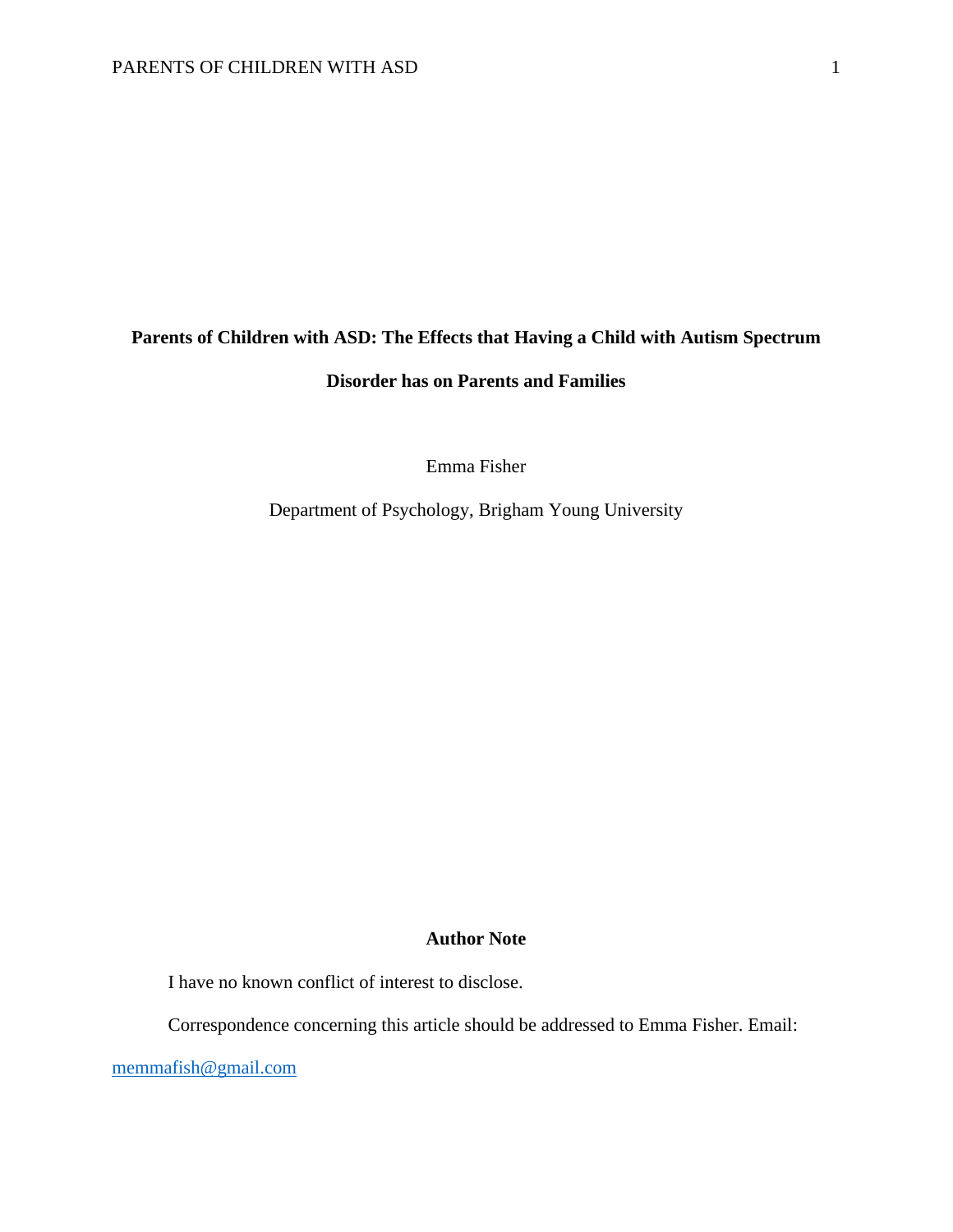# Parents of Children with ASD: The Effects that Having a Child with Autism Spectrum Disorder has on Parents and Families

Emma Fisher

Department of Psychology, Brigham Young University

## Author Note

I have no known conflict of interest to disclose.

Correspondence concerning this article should be addressed to Emma Fisher. Email: memmafish@gmail.com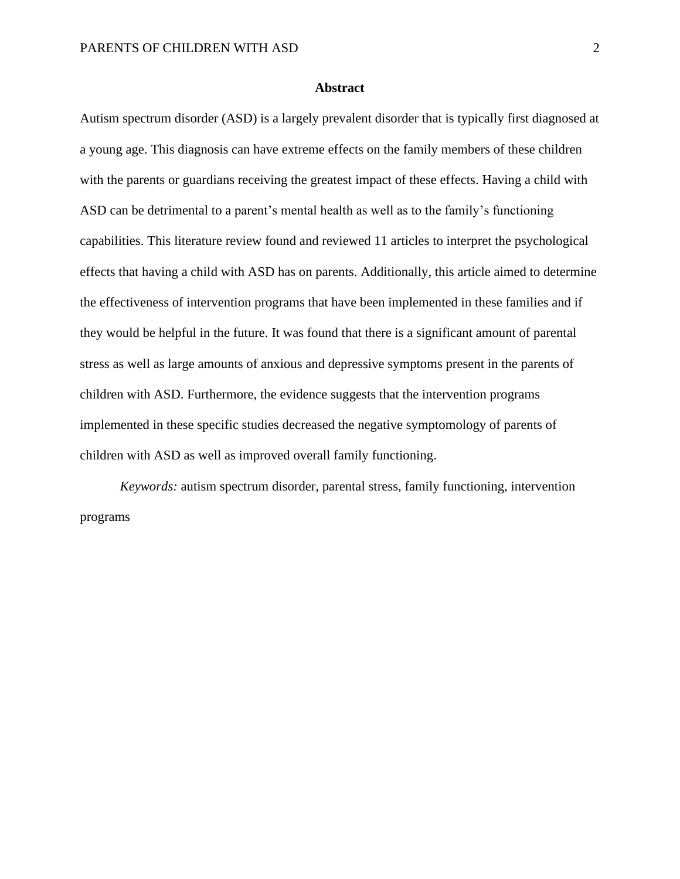# Abstract

Autism spectrum disorder (ASD) is a largely prevalent disorder that is typically first diagnosed at a young age. This diagnosis can have extreme effects on the family members of these children with the parents or guardians receiving the greatest impact of these effects. Having a child with ASD can be detrimental to a parent's mental health as well as to the family's functioning capabilities. This literature review found and reviewed 11 articles to interpret the psychological effects that having a child with ASD has on parents. Additionally, this article aimed to determine the effectiveness of intervention programs that have been implemented in these families and if they would be helpful in the future. It was found that there is a significant amount of parental stress as well as large amounts of anxious and depressive symptoms present in the parents of children with ASD. Furthermore, the evidence suggests that the intervention programs implemented in these specific studies decreased the negative symptomology of parents of children with ASD as well as improved overall family functioning.

*Keywords:* autism spectrum disorder, parental stress, family functioning, intervention programs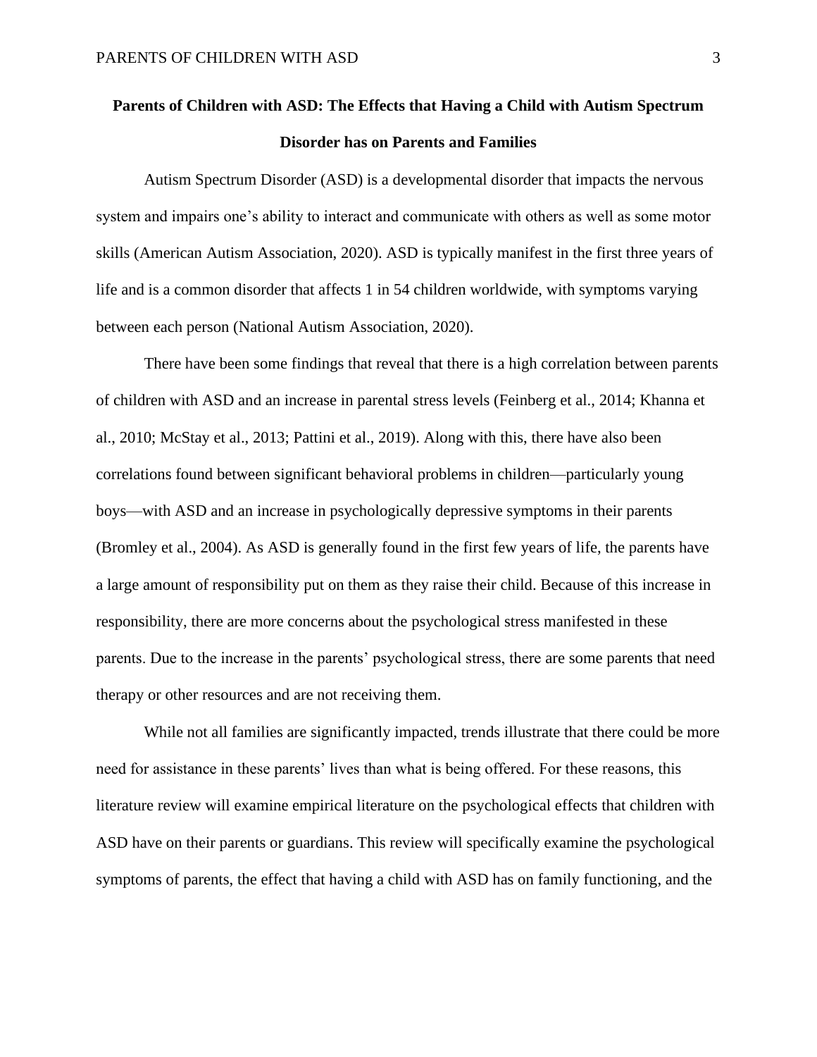# Parents of Children with ASD: The Effects that Having a Child with Autism Spectrum Disorder has on Parents and Families

Autism Spectrum Disorder (ASD) is a developmental disorder that impacts the nervous system and impairs one's ability to interact and communicate with others as well as some motor skills (American Autism Association, 2020). ASD is typically manifest in the first three years of life and is a common disorder that affects 1 in 54 children worldwide, with symptoms varying between each person (National Autism Association, 2020).

There have been some findings that reveal that there is a high correlation between parents of children with ASD and an increase in parental stress levels (Feinberg et al., 2014; Khanna et al., 2010; McStay et al., 2013; Pattini et al., 2019). Along with this, there have also been correlations found between significant behavioral problems in children—particularly young boys—with ASD and an increase in psychologically depressive symptoms in their parents (Bromley et al., 2004). As ASD is generally found in the first few years of life, the parents have a large amount of responsibility put on them as they raise their child. Because of this increase in responsibility, there are more concerns about the psychological stress manifested in these parents. Due to the increase in the parents' psychological stress, there are some parents that need therapy or other resources and are not receiving them.

While not all families are significantly impacted, trends illustrate that there could be more need for assistance in these parents' lives than what is being offered. For these reasons, this literature review will examine empirical literature on the psychological effects that children with ASD have on their parents or guardians. This review will specifically examine the psychological symptoms of parents, the effect that having a child with ASD has on family functioning, and the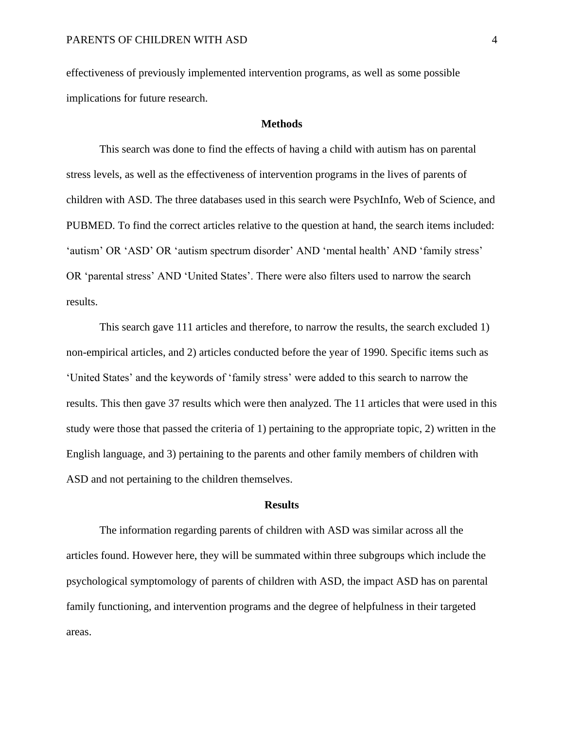effectiveness of previously implemented intervention programs, as well as some possible implications for future research.

## Methods

This search was done to find the effects of having a child with autism has on parental stress levels, as well as the effectiveness of intervention programs in the lives of parents of children with ASD. The three databases used in this search were PsychInfo, Web of Science, and PUBMED. To find the correct articles relative to the question at hand, the search items included: 'autism' OR 'ASD' OR 'autism spectrum disorder' AND 'mental health' AND 'family stress' OR 'parental stress' AND 'United States'. There were also filters used to narrow the search results.

This search gave 111 articles and therefore, to narrow the results, the search excluded 1) non-empirical articles, and 2) articles conducted before the year of 1990. Specific items such as 'United States' and the keywords of 'family stress' were added to this search to narrow the results. This then gave 37 results which were then analyzed. The 11 articles that were used in this study were those that passed the criteria of 1) pertaining to the appropriate topic, 2) written in the English language, and 3) pertaining to the parents and other family members of children with ASD and not pertaining to the children themselves.

## Results

The information regarding parents of children with ASD was similar across all the articles found. However here, they will be summated within three subgroups which include the psychological symptomology of parents of children with ASD, the impact ASD has on parental family functioning, and intervention programs and the degree of helpfulness in their targeted areas.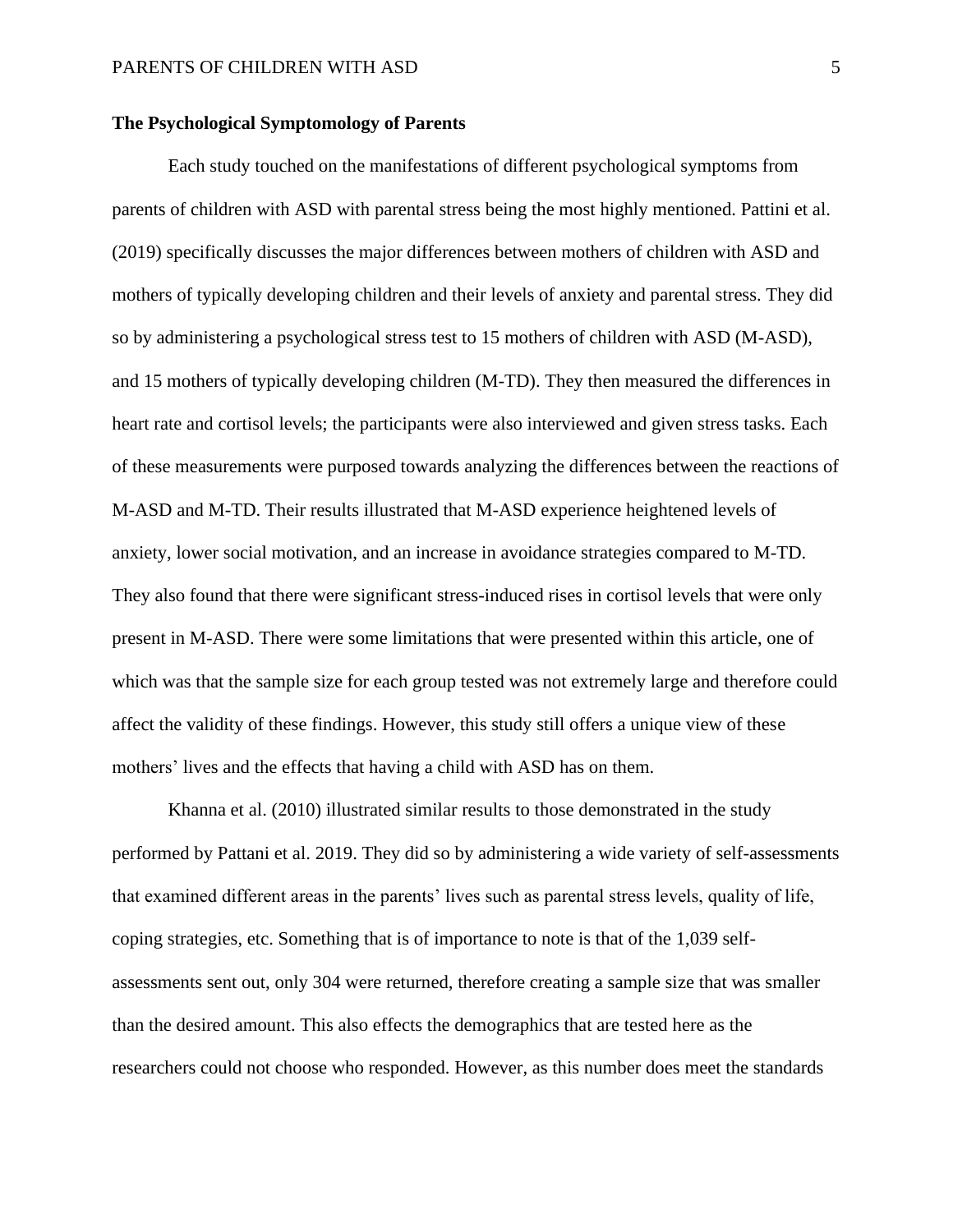**The Psychological Symptomology of Parents**

Each study touched on the manifestations of different psychological symptoms from parents of children with ASD with parental stress being the most highly mentioned. Pattini et al. (2019) specifically discusses the major differences between mothers of children with ASD and mothers of typically developing children and their levels of anxiety and parental stress. They did so by administering a psychological stress test to 15 mothers of children with ASD (M-ASD), and 15 mothers of typically developing children (M-TD). They then measured the differences in heart rate and cortisol levels; the participants were also interviewed and given stress tasks. Each of these measurements were purposed towards analyzing the differences between the reactions of M-ASD and M-TD. Their results illustrated that M-ASD experience heightened levels of anxiety, lower social motivation, and an increase in avoidance strategies compared to M-TD. They also found that there were significant stress-induced rises in cortisol levels that were only present in M-ASD. There were some limitations that were presented within this article, one of which was that the sample size for each group tested was not extremely large and therefore could affect the validity of these findings. However, this study still offers a unique view of these mothers' lives and the effects that having a child with ASD has on them.

Khanna et al. (2010) illustrated similar results to those demonstrated in the study performed by Pattani et al. 2019. They did so by administering a wide variety of self-assessments that examined different areas in the parents' lives such as parental stress levels, quality of life, coping strategies, etc. Something that is of importance to note is that of the 1,039 self-assessments sent out, only 304 were returned, therefore creating a sample size that was smaller than the desired amount. This also effects the demographics that are tested here as the researchers could not choose who responded. However, as this number does meet the standards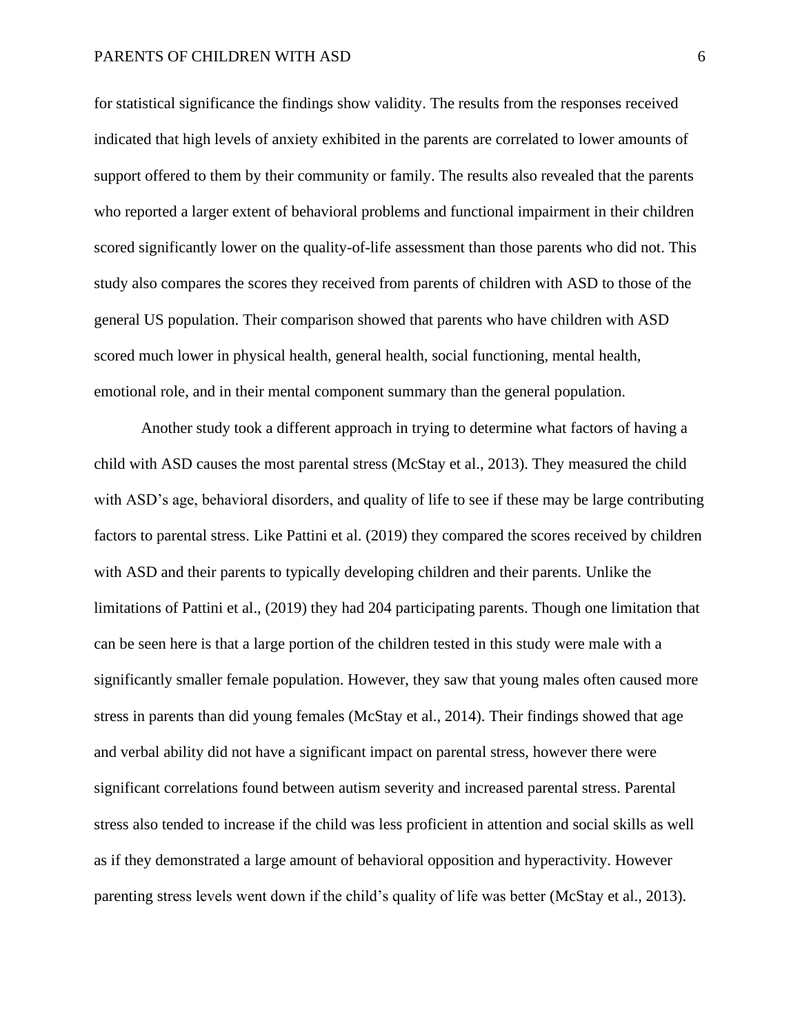for statistical significance the findings show validity. The results from the responses received indicated that high levels of anxiety exhibited in the parents are correlated to lower amounts of support offered to them by their community or family. The results also revealed that the parents who reported a larger extent of behavioral problems and functional impairment in their children scored significantly lower on the quality-of-life assessment than those parents who did not. This study also compares the scores they received from parents of children with ASD to those of the general US population. Their comparison showed that parents who have children with ASD scored much lower in physical health, general health, social functioning, mental health, emotional role, and in their mental component summary than the general population.

Another study took a different approach in trying to determine what factors of having a child with ASD causes the most parental stress (McStay et al., 2013). They measured the child with ASD's age, behavioral disorders, and quality of life to see if these may be large contributing factors to parental stress. Like Pattini et al. (2019) they compared the scores received by children with ASD and their parents to typically developing children and their parents. Unlike the limitations of Pattini et al., (2019) they had 204 participating parents. Though one limitation that can be seen here is that a large portion of the children tested in this study were male with a significantly smaller female population. However, they saw that young males often caused more stress in parents than did young females (McStay et al., 2014). Their findings showed that age and verbal ability did not have a significant impact on parental stress, however there were significant correlations found between autism severity and increased parental stress. Parental stress also tended to increase if the child was less proficient in attention and social skills as well as if they demonstrated a large amount of behavioral opposition and hyperactivity. However parenting stress levels went down if the child's quality of life was better (McStay et al., 2013).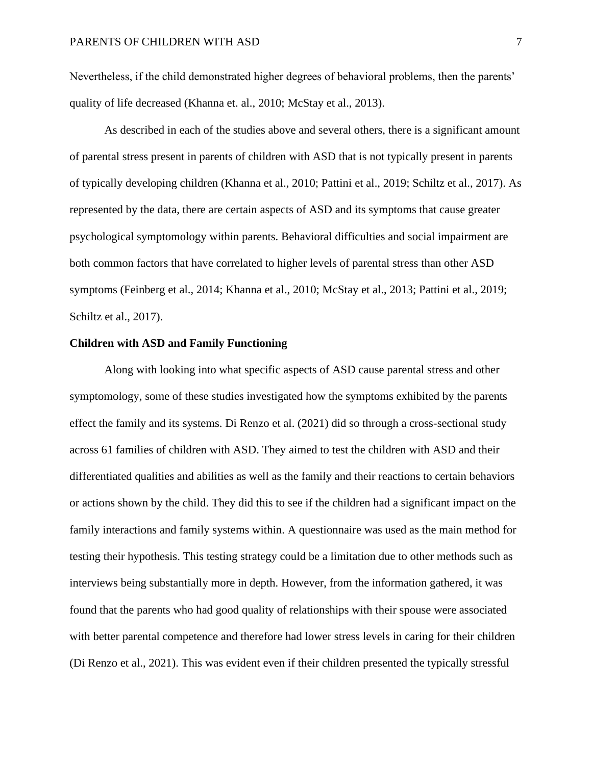Nevertheless, if the child demonstrated higher degrees of behavioral problems, then the parents' quality of life decreased (Khanna et. al., 2010; McStay et al., 2013).

As described in each of the studies above and several others, there is a significant amount of parental stress present in parents of children with ASD that is not typically present in parents of typically developing children (Khanna et al., 2010; Pattini et al., 2019; Schiltz et al., 2017). As represented by the data, there are certain aspects of ASD and its symptoms that cause greater psychological symptomology within parents. Behavioral difficulties and social impairment are both common factors that have correlated to higher levels of parental stress than other ASD symptoms (Feinberg et al., 2014; Khanna et al., 2010; McStay et al., 2013; Pattini et al., 2019; Schiltz et al., 2017).

**Children with ASD and Family Functioning**

Along with looking into what specific aspects of ASD cause parental stress and other symptomology, some of these studies investigated how the symptoms exhibited by the parents effect the family and its systems. Di Renzo et al. (2021) did so through a cross-sectional study across 61 families of children with ASD. They aimed to test the children with ASD and their differentiated qualities and abilities as well as the family and their reactions to certain behaviors or actions shown by the child. They did this to see if the children had a significant impact on the family interactions and family systems within. A questionnaire was used as the main method for testing their hypothesis. This testing strategy could be a limitation due to other methods such as interviews being substantially more in depth. However, from the information gathered, it was found that the parents who had good quality of relationships with their spouse were associated with better parental competence and therefore had lower stress levels in caring for their children (Di Renzo et al., 2021). This was evident even if their children presented the typically stressful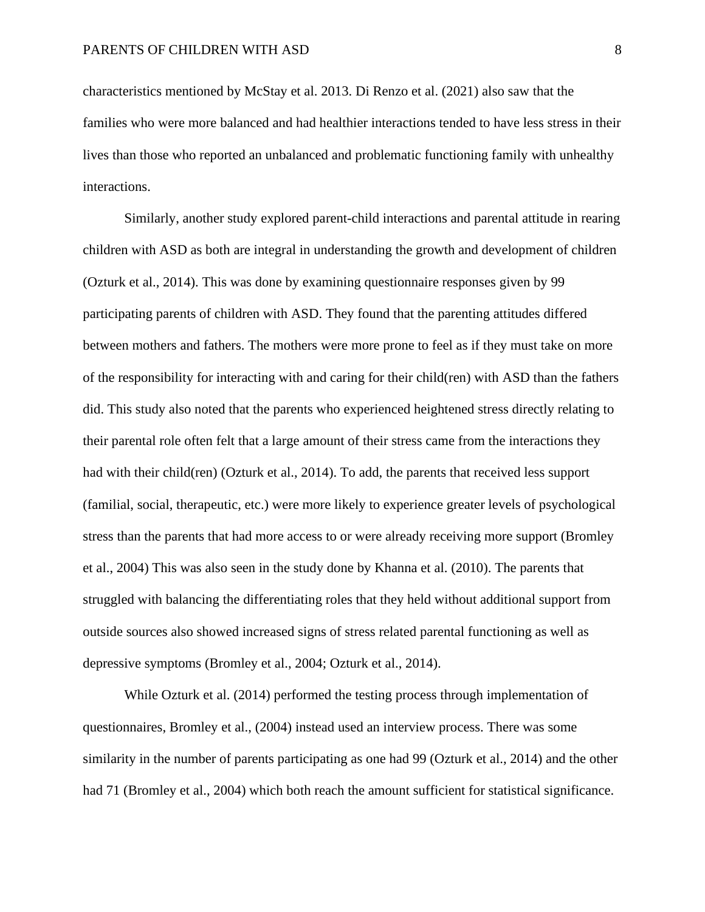characteristics mentioned by McStay et al. 2013. Di Renzo et al. (2021) also saw that the families who were more balanced and had healthier interactions tended to have less stress in their lives than those who reported an unbalanced and problematic functioning family with unhealthy interactions.

Similarly, another study explored parent-child interactions and parental attitude in rearing children with ASD as both are integral in understanding the growth and development of children (Ozturk et al., 2014). This was done by examining questionnaire responses given by 99 participating parents of children with ASD. They found that the parenting attitudes differed between mothers and fathers. The mothers were more prone to feel as if they must take on more of the responsibility for interacting with and caring for their child(ren) with ASD than the fathers did. This study also noted that the parents who experienced heightened stress directly relating to their parental role often felt that a large amount of their stress came from the interactions they had with their child(ren) (Ozturk et al., 2014). To add, the parents that received less support (familial, social, therapeutic, etc.) were more likely to experience greater levels of psychological stress than the parents that had more access to or were already receiving more support (Bromley et al., 2004) This was also seen in the study done by Khanna et al. (2010). The parents that struggled with balancing the differentiating roles that they held without additional support from outside sources also showed increased signs of stress related parental functioning as well as depressive symptoms (Bromley et al., 2004; Ozturk et al., 2014).

While Ozturk et al. (2014) performed the testing process through implementation of questionnaires, Bromley et al., (2004) instead used an interview process. There was some similarity in the number of parents participating as one had 99 (Ozturk et al., 2014) and the other had 71 (Bromley et al., 2004) which both reach the amount sufficient for statistical significance.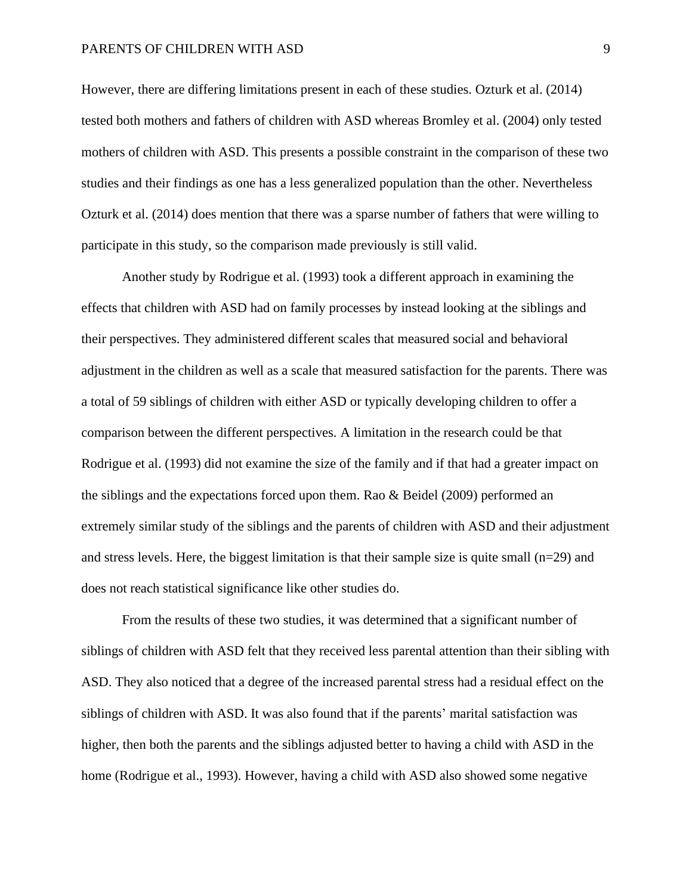However, there are differing limitations present in each of these studies. Ozturk et al. (2014) tested both mothers and fathers of children with ASD whereas Bromley et al. (2004) only tested mothers of children with ASD. This presents a possible constraint in the comparison of these two studies and their findings as one has a less generalized population than the other. Nevertheless Ozturk et al. (2014) does mention that there was a sparse number of fathers that were willing to participate in this study, so the comparison made previously is still valid.

Another study by Rodrigue et al. (1993) took a different approach in examining the effects that children with ASD had on family processes by instead looking at the siblings and their perspectives. They administered different scales that measured social and behavioral adjustment in the children as well as a scale that measured satisfaction for the parents. There was a total of 59 siblings of children with either ASD or typically developing children to offer a comparison between the different perspectives. A limitation in the research could be that Rodrigue et al. (1993) did not examine the size of the family and if that had a greater impact on the siblings and the expectations forced upon them. Rao & Beidel (2009) performed an extremely similar study of the siblings and the parents of children with ASD and their adjustment and stress levels. Here, the biggest limitation is that their sample size is quite small (n=29) and does not reach statistical significance like other studies do.

From the results of these two studies, it was determined that a significant number of siblings of children with ASD felt that they received less parental attention than their sibling with ASD. They also noticed that a degree of the increased parental stress had a residual effect on the siblings of children with ASD. It was also found that if the parents' marital satisfaction was higher, then both the parents and the siblings adjusted better to having a child with ASD in the home (Rodrigue et al., 1993). However, having a child with ASD also showed some negative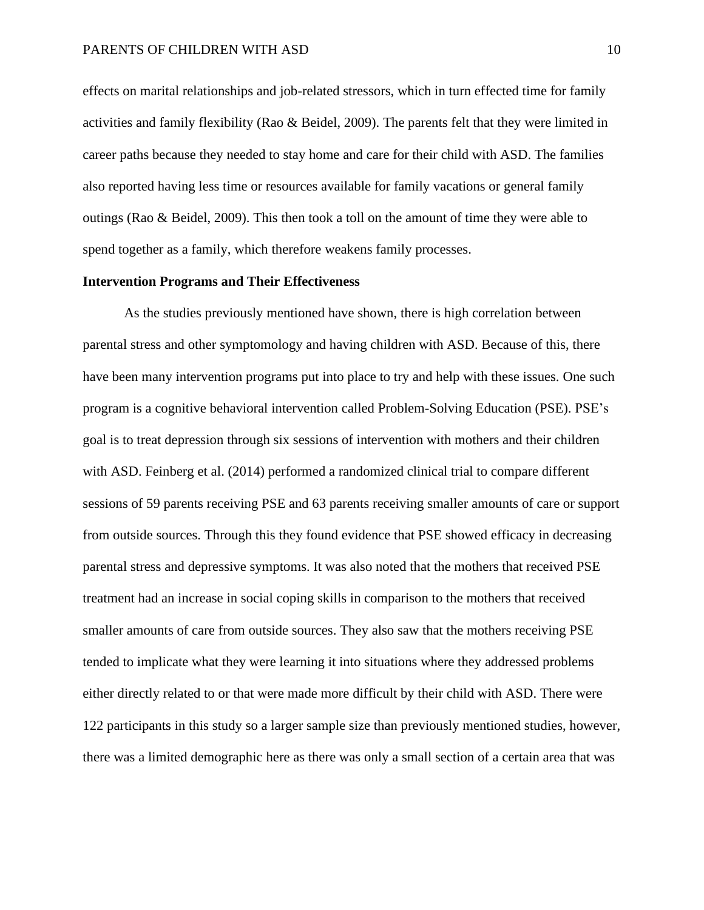effects on marital relationships and job-related stressors, which in turn effected time for family activities and family flexibility (Rao & Beidel, 2009). The parents felt that they were limited in career paths because they needed to stay home and care for their child with ASD. The families also reported having less time or resources available for family vacations or general family outings (Rao & Beidel, 2009). This then took a toll on the amount of time they were able to spend together as a family, which therefore weakens family processes.

**Intervention Programs and Their Effectiveness**

As the studies previously mentioned have shown, there is high correlation between parental stress and other symptomology and having children with ASD. Because of this, there have been many intervention programs put into place to try and help with these issues. One such program is a cognitive behavioral intervention called Problem-Solving Education (PSE). PSE's goal is to treat depression through six sessions of intervention with mothers and their children with ASD. Feinberg et al. (2014) performed a randomized clinical trial to compare different sessions of 59 parents receiving PSE and 63 parents receiving smaller amounts of care or support from outside sources. Through this they found evidence that PSE showed efficacy in decreasing parental stress and depressive symptoms. It was also noted that the mothers that received PSE treatment had an increase in social coping skills in comparison to the mothers that received smaller amounts of care from outside sources. They also saw that the mothers receiving PSE tended to implicate what they were learning it into situations where they addressed problems either directly related to or that were made more difficult by their child with ASD. There were 122 participants in this study so a larger sample size than previously mentioned studies, however, there was a limited demographic here as there was only a small section of a certain area that was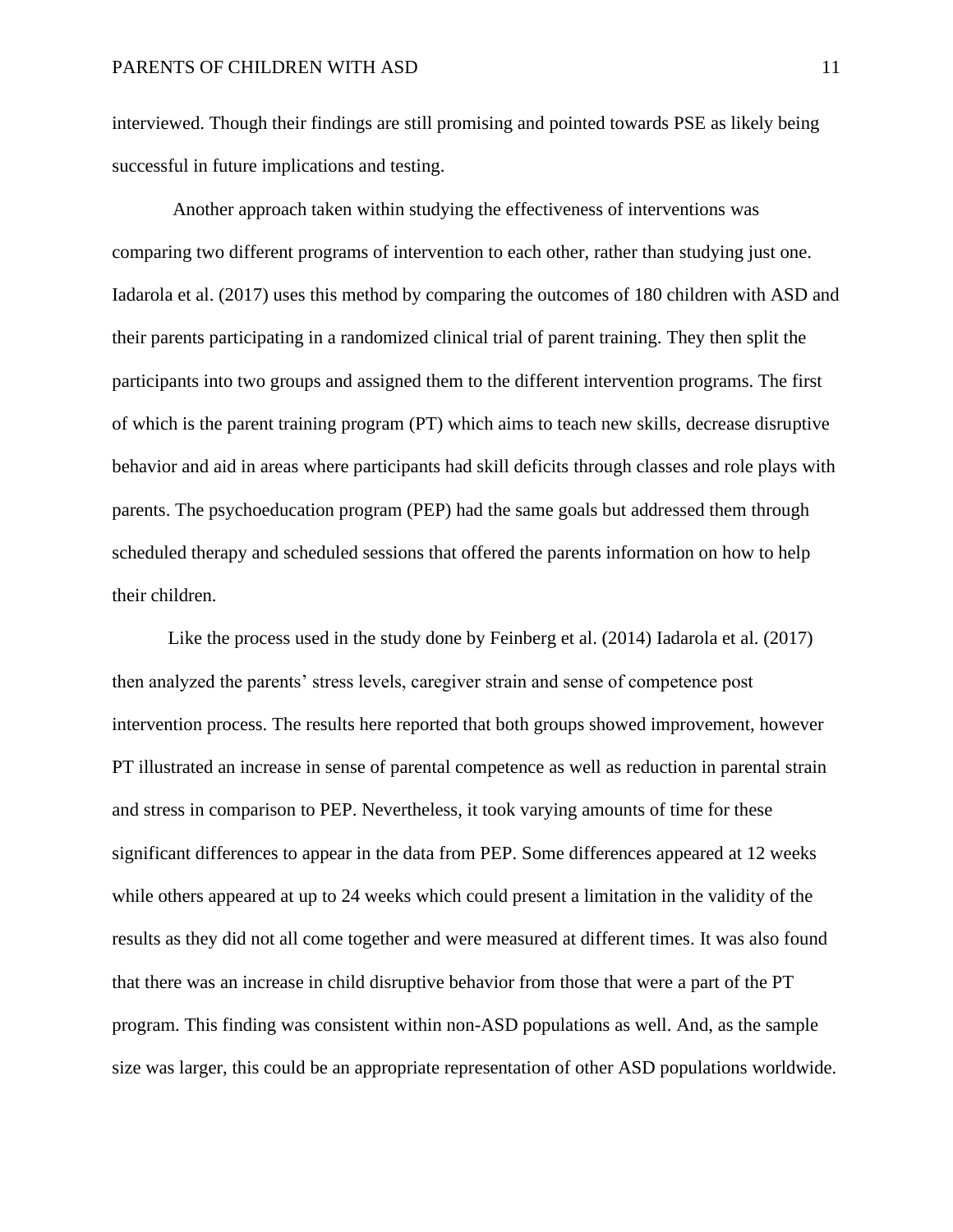interviewed. Though their findings are still promising and pointed towards PSE as likely being successful in future implications and testing.

Another approach taken within studying the effectiveness of interventions was comparing two different programs of intervention to each other, rather than studying just one. Iadarola et al. (2017) uses this method by comparing the outcomes of 180 children with ASD and their parents participating in a randomized clinical trial of parent training. They then split the participants into two groups and assigned them to the different intervention programs. The first of which is the parent training program (PT) which aims to teach new skills, decrease disruptive behavior and aid in areas where participants had skill deficits through classes and role plays with parents. The psychoeducation program (PEP) had the same goals but addressed them through scheduled therapy and scheduled sessions that offered the parents information on how to help their children.

Like the process used in the study done by Feinberg et al. (2014) Iadarola et al. (2017) then analyzed the parents' stress levels, caregiver strain and sense of competence post intervention process. The results here reported that both groups showed improvement, however PT illustrated an increase in sense of parental competence as well as reduction in parental strain and stress in comparison to PEP. Nevertheless, it took varying amounts of time for these significant differences to appear in the data from PEP. Some differences appeared at 12 weeks while others appeared at up to 24 weeks which could present a limitation in the validity of the results as they did not all come together and were measured at different times. It was also found that there was an increase in child disruptive behavior from those that were a part of the PT program. This finding was consistent within non-ASD populations as well. And, as the sample size was larger, this could be an appropriate representation of other ASD populations worldwide.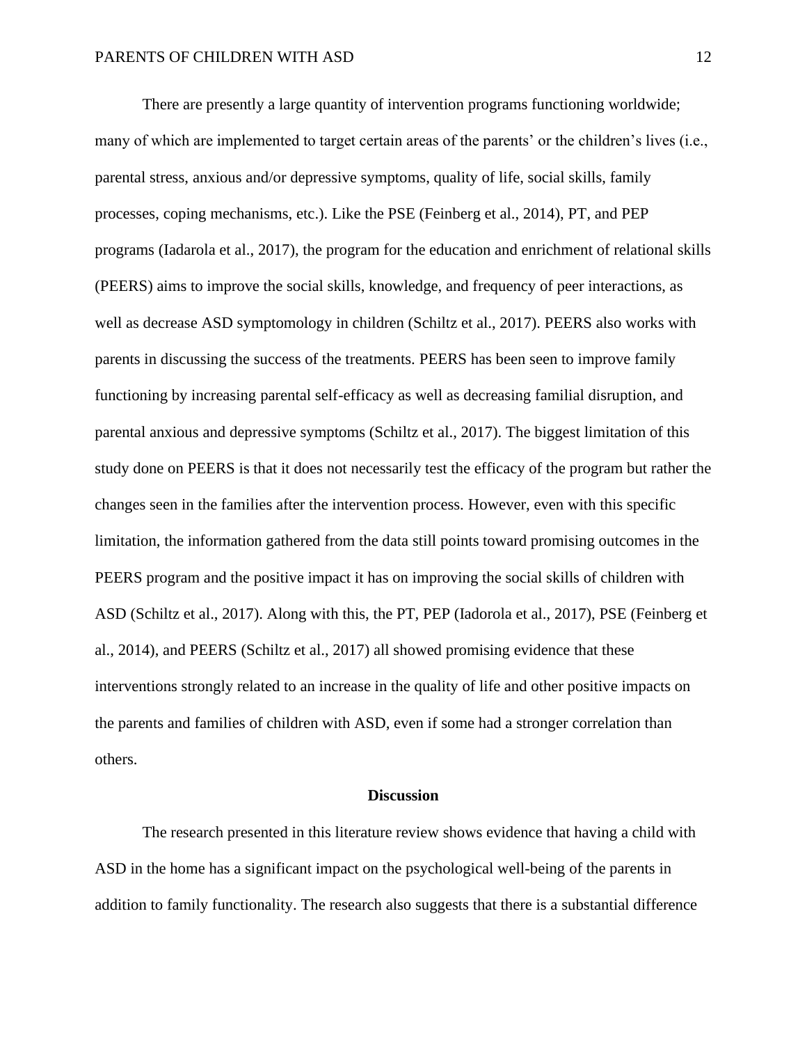There are presently a large quantity of intervention programs functioning worldwide; many of which are implemented to target certain areas of the parents' or the children's lives (i.e., parental stress, anxious and/or depressive symptoms, quality of life, social skills, family processes, coping mechanisms, etc.). Like the PSE (Feinberg et al., 2014), PT, and PEP programs (Iadarola et al., 2017), the program for the education and enrichment of relational skills (PEERS) aims to improve the social skills, knowledge, and frequency of peer interactions, as well as decrease ASD symptomology in children (Schiltz et al., 2017). PEERS also works with parents in discussing the success of the treatments. PEERS has been seen to improve family functioning by increasing parental self-efficacy as well as decreasing familial disruption, and parental anxious and depressive symptoms (Schiltz et al., 2017). The biggest limitation of this study done on PEERS is that it does not necessarily test the efficacy of the program but rather the changes seen in the families after the intervention process. However, even with this specific limitation, the information gathered from the data still points toward promising outcomes in the PEERS program and the positive impact it has on improving the social skills of children with ASD (Schiltz et al., 2017). Along with this, the PT, PEP (Iadorola et al., 2017), PSE (Feinberg et al., 2014), and PEERS (Schiltz et al., 2017) all showed promising evidence that these interventions strongly related to an increase in the quality of life and other positive impacts on the parents and families of children with ASD, even if some had a stronger correlation than others.

## Discussion

The research presented in this literature review shows evidence that having a child with ASD in the home has a significant impact on the psychological well-being of the parents in addition to family functionality. The research also suggests that there is a substantial difference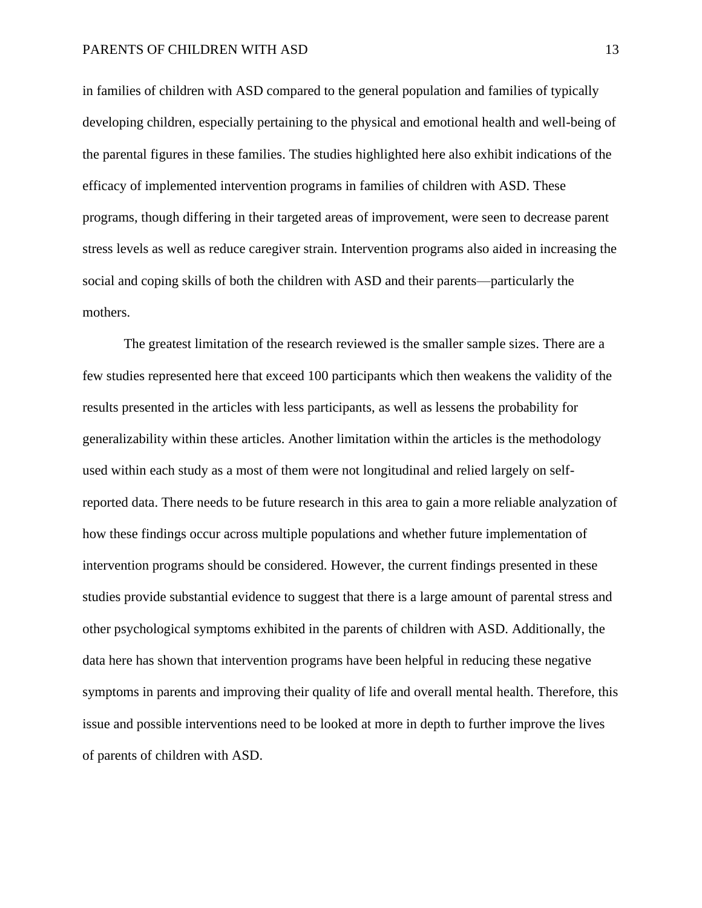in families of children with ASD compared to the general population and families of typically developing children, especially pertaining to the physical and emotional health and well-being of the parental figures in these families. The studies highlighted here also exhibit indications of the efficacy of implemented intervention programs in families of children with ASD. These programs, though differing in their targeted areas of improvement, were seen to decrease parent stress levels as well as reduce caregiver strain. Intervention programs also aided in increasing the social and coping skills of both the children with ASD and their parents—particularly the mothers.

The greatest limitation of the research reviewed is the smaller sample sizes. There are a few studies represented here that exceed 100 participants which then weakens the validity of the results presented in the articles with less participants, as well as lessens the probability for generalizability within these articles. Another limitation within the articles is the methodology used within each study as a most of them were not longitudinal and relied largely on self-reported data. There needs to be future research in this area to gain a more reliable analyzation of how these findings occur across multiple populations and whether future implementation of intervention programs should be considered. However, the current findings presented in these studies provide substantial evidence to suggest that there is a large amount of parental stress and other psychological symptoms exhibited in the parents of children with ASD. Additionally, the data here has shown that intervention programs have been helpful in reducing these negative symptoms in parents and improving their quality of life and overall mental health. Therefore, this issue and possible interventions need to be looked at more in depth to further improve the lives of parents of children with ASD.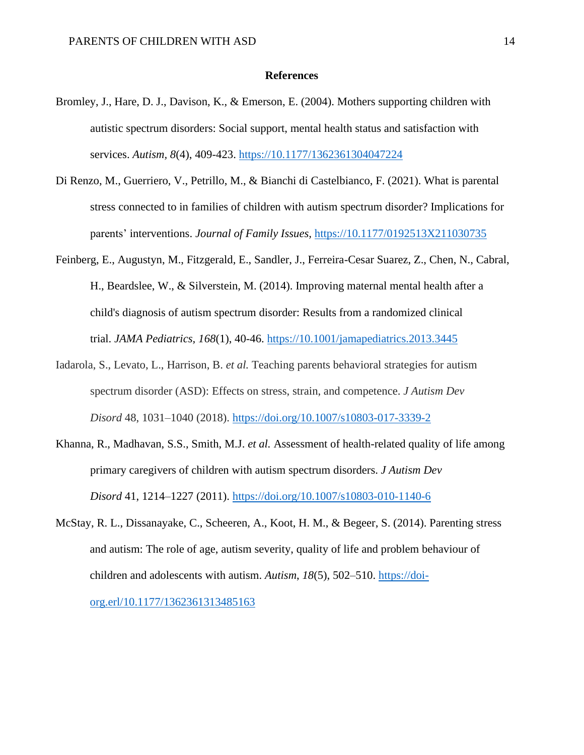# References

Bromley, J., Hare, D. J., Davison, K., & Emerson, E. (2004). Mothers supporting children with autistic spectrum disorders: Social support, mental health status and satisfaction with services. *Autism, 8*(4), 409-423. https://10.1177/1362361304047224

Di Renzo, M., Guerriero, V., Petrillo, M., & Bianchi di Castelbianco, F. (2021). What is parental stress connected to in families of children with autism spectrum disorder? Implications for parents' interventions. *Journal of Family Issues,* https://10.1177/0192513X211030735

Feinberg, E., Augustyn, M., Fitzgerald, E., Sandler, J., Ferreira-Cesar Suarez, Z., Chen, N., Cabral, H., Beardslee, W., & Silverstein, M. (2014). Improving maternal mental health after a child's diagnosis of autism spectrum disorder: Results from a randomized clinical trial. *JAMA Pediatrics, 168*(1), 40-46. https://10.1001/jamapediatrics.2013.3445

Iadarola, S., Levato, L., Harrison, B. *et al.* Teaching parents behavioral strategies for autism spectrum disorder (ASD): Effects on stress, strain, and competence. *J Autism Dev Disord* 48, 1031–1040 (2018). https://doi.org/10.1007/s10803-017-3339-2

Khanna, R., Madhavan, S.S., Smith, M.J. *et al.* Assessment of health-related quality of life among primary caregivers of children with autism spectrum disorders. *J Autism Dev Disord* 41, 1214–1227 (2011). https://doi.org/10.1007/s10803-010-1140-6

McStay, R. L., Dissanayake, C., Scheeren, A., Koot, H. M., & Begeer, S. (2014). Parenting stress and autism: The role of age, autism severity, quality of life and problem behaviour of children and adolescents with autism. *Autism*, *18*(5), 502–510. https://doi-org.erl/10.1177/1362361313485163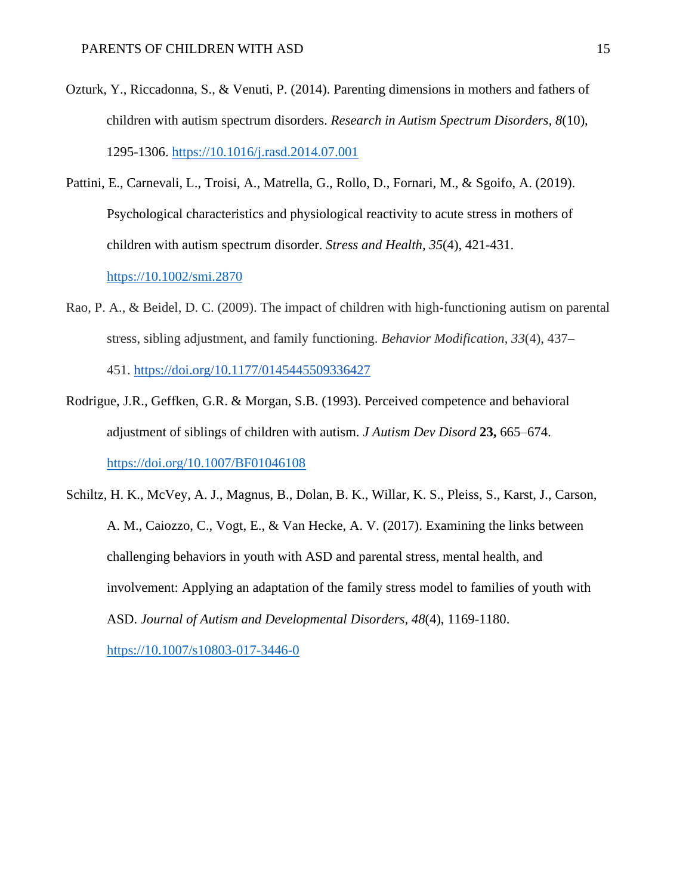Ozturk, Y., Riccadonna, S., & Venuti, P. (2014). Parenting dimensions in mothers and fathers of children with autism spectrum disorders. *Research in Autism Spectrum Disorders, 8*(10), 1295-1306. https://10.1016/j.rasd.2014.07.001

Pattini, E., Carnevali, L., Troisi, A., Matrella, G., Rollo, D., Fornari, M., & Sgoifo, A. (2019). Psychological characteristics and physiological reactivity to acute stress in mothers of children with autism spectrum disorder. *Stress and Health, 35*(4), 421-431. https://10.1002/smi.2870

Rao, P. A., & Beidel, D. C. (2009). The impact of children with high-functioning autism on parental stress, sibling adjustment, and family functioning. *Behavior Modification*, *33*(4), 437–451. https://doi.org/10.1177/0145445509336427

Rodrigue, J.R., Geffken, G.R. & Morgan, S.B. (1993). Perceived competence and behavioral adjustment of siblings of children with autism. *J Autism Dev Disord* **23,** 665–674. https://doi.org/10.1007/BF01046108

Schiltz, H. K., McVey, A. J., Magnus, B., Dolan, B. K., Willar, K. S., Pleiss, S., Karst, J., Carson, A. M., Caiozzo, C., Vogt, E., & Van Hecke, A. V. (2017). Examining the links between challenging behaviors in youth with ASD and parental stress, mental health, and involvement: Applying an adaptation of the family stress model to families of youth with ASD. *Journal of Autism and Developmental Disorders, 48*(4), 1169-1180. https://10.1007/s10803-017-3446-0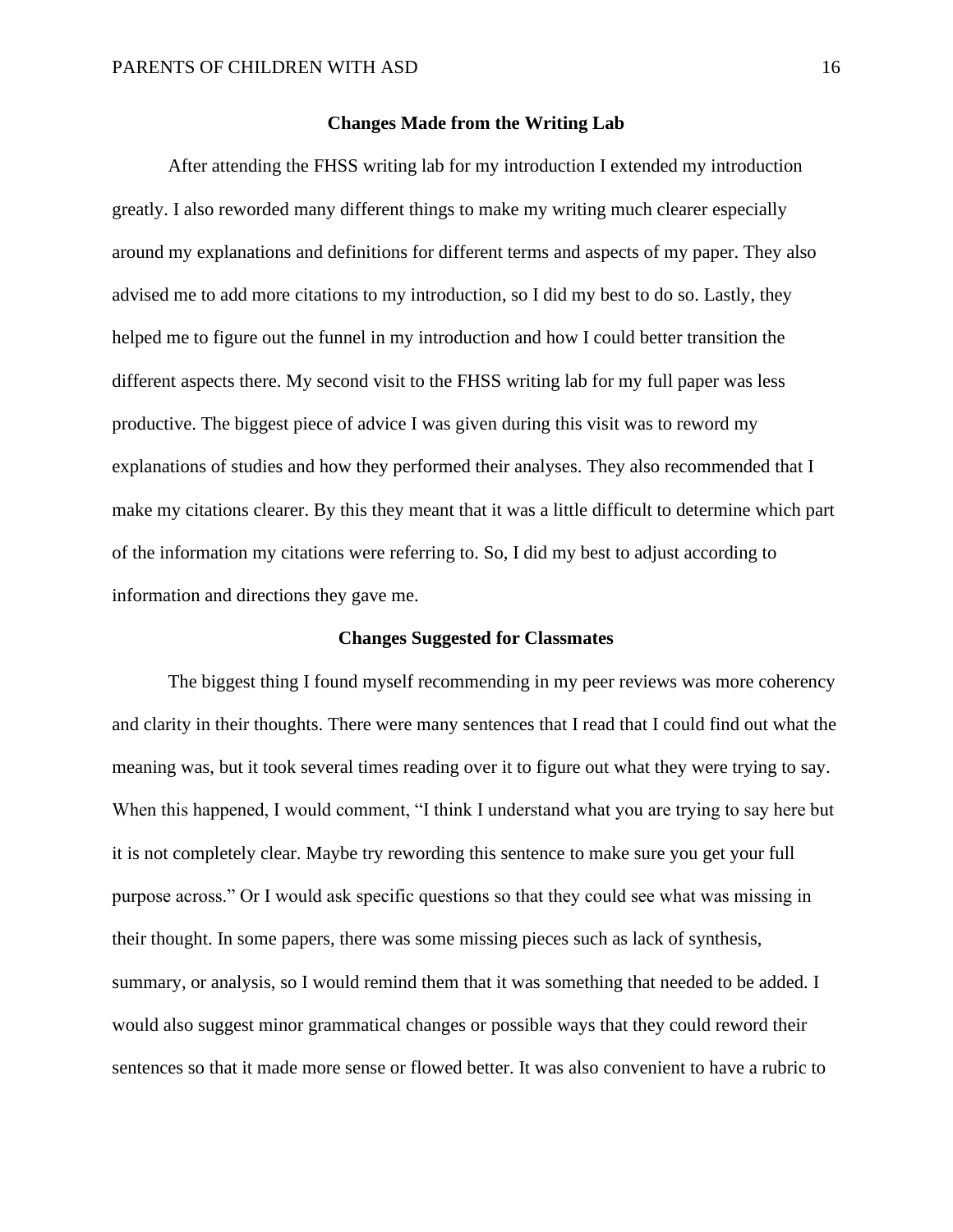## Changes Made from the Writing Lab

After attending the FHSS writing lab for my introduction I extended my introduction greatly. I also reworded many different things to make my writing much clearer especially around my explanations and definitions for different terms and aspects of my paper. They also advised me to add more citations to my introduction, so I did my best to do so. Lastly, they helped me to figure out the funnel in my introduction and how I could better transition the different aspects there. My second visit to the FHSS writing lab for my full paper was less productive. The biggest piece of advice I was given during this visit was to reword my explanations of studies and how they performed their analyses. They also recommended that I make my citations clearer. By this they meant that it was a little difficult to determine which part of the information my citations were referring to. So, I did my best to adjust according to information and directions they gave me.

## Changes Suggested for Classmates

The biggest thing I found myself recommending in my peer reviews was more coherency and clarity in their thoughts. There were many sentences that I read that I could find out what the meaning was, but it took several times reading over it to figure out what they were trying to say. When this happened, I would comment, "I think I understand what you are trying to say here but it is not completely clear. Maybe try rewording this sentence to make sure you get your full purpose across." Or I would ask specific questions so that they could see what was missing in their thought. In some papers, there was some missing pieces such as lack of synthesis, summary, or analysis, so I would remind them that it was something that needed to be added. I would also suggest minor grammatical changes or possible ways that they could reword their sentences so that it made more sense or flowed better. It was also convenient to have a rubric to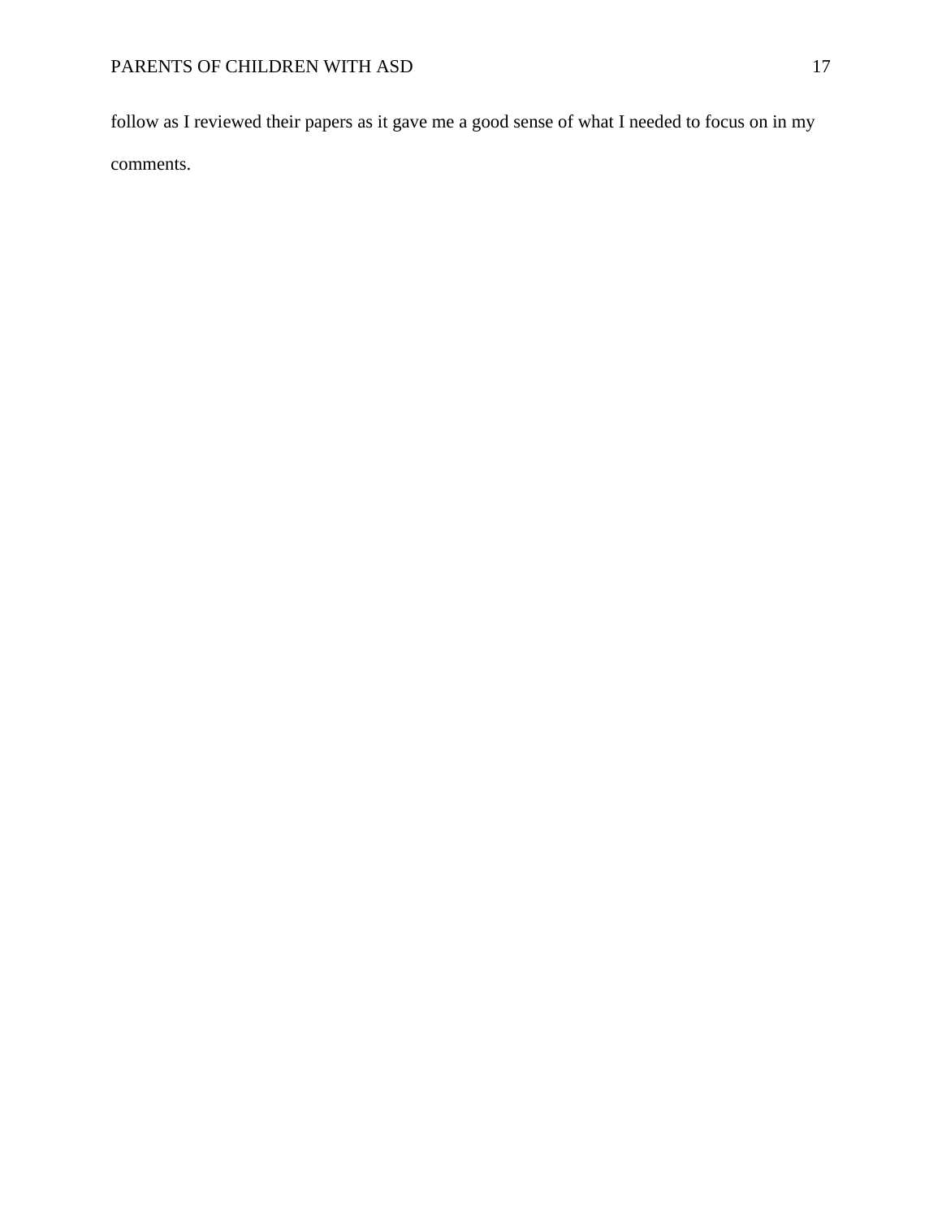follow as I reviewed their papers as it gave me a good sense of what I needed to focus on in my comments.